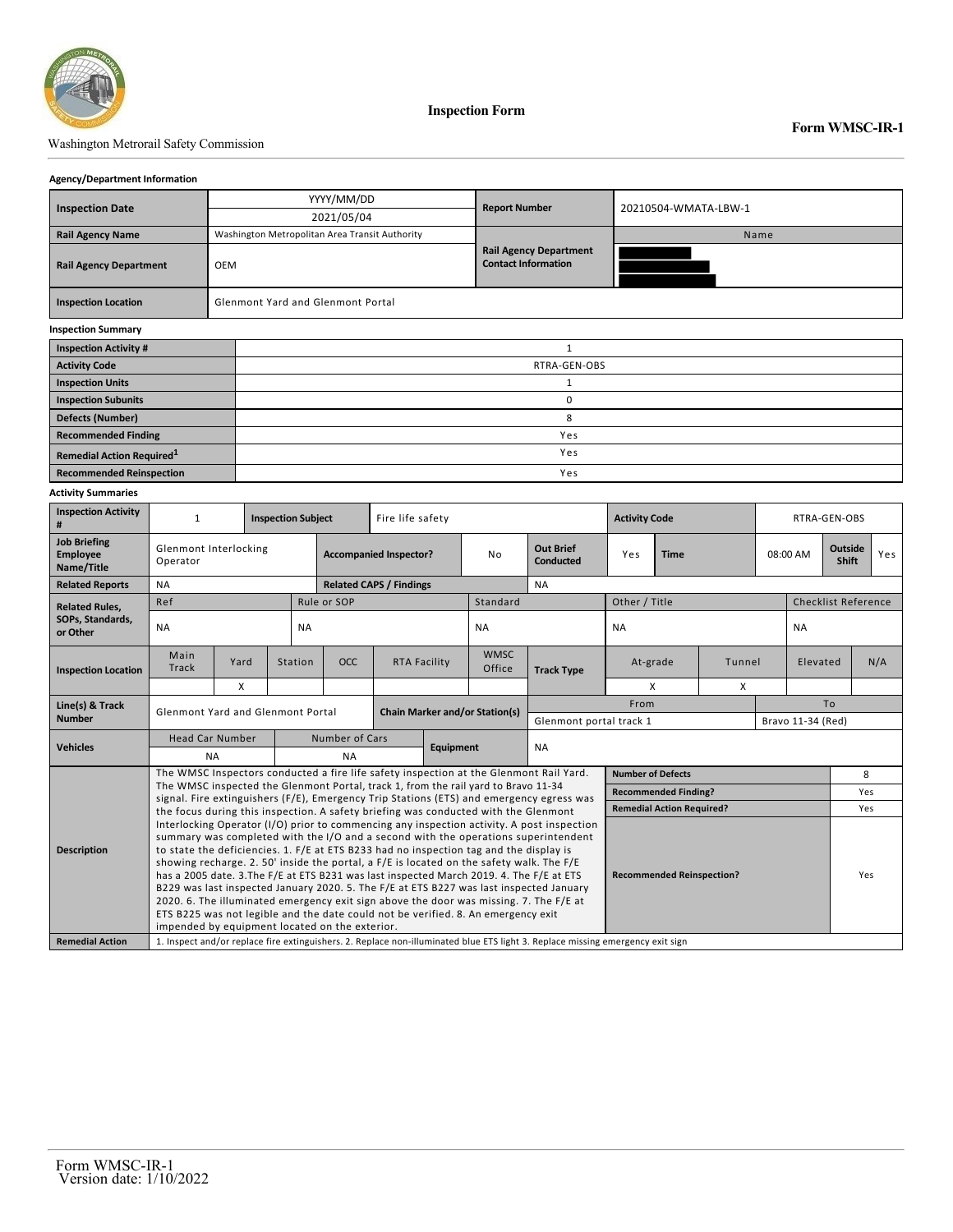Washington Metrorail Safety Commission

# Inspection Form

**Form WMSC-IR-1**

### Agency/Department Information

| | | | |
|---|---|---|---|
| **Inspection Date** | YYYY/MM/DD<br>2021/05/04 | **Report Number** | 20210504-WMATA-LBW-1 |
| **Rail Agency Name** | Washington Metropolitan Area Transit Authority | **Rail Agency Department Contact Information** | Name |
| **Rail Agency Department** | OEM | | |
| **Inspection Location** | Glenmont Yard and Glenmont Portal | | |

### Inspection Summary

| | |
|---|---|
| **Inspection Activity #** | 1 |
| **Activity Code** | RTRA-GEN-OBS |
| **Inspection Units** | 1 |
| **Inspection Subunits** | 0 |
| **Defects (Number)** | 8 |
| **Recommended Finding** | Yes |
| **Remedial Action Required**[1] | Yes |
| **Recommended Reinspection** | Yes |

### Activity Summaries

| | | | | | | | |
|---|---|---|---|---|---|---|---|
| **Inspection Activity #** | 1 | **Inspection Subject** | Fire life safety | **Activity Code** | RTRA-GEN-OBS | | |
| **Job Briefing Employee Name/Title** | Glenmont Interlocking Operator | **Accompanied Inspector?** | No | **Out Brief Conducted** | Yes | **Time** 08:00 AM | **Outside Shift** Yes |
| **Related Reports** | NA | **Related CAPS / Findings** | NA | | | | |

| **Related Rules, SOPs, Standards, or Other** | Ref | Rule or SOP | Standard | Other / Title | Checklist Reference |
|---|---|---|---|---|---|
| | NA | NA | NA | NA | NA |

| **Inspection Location** | Main Track | Yard | Station | OCC | RTA Facility | WMSC Office | **Track Type** | At-grade | Tunnel | Elevated | N/A |
|---|---|---|---|---|---|---|---|---|---|---|---|
| | | X | | | | | | X | X | | |

| | | | | |
|---|---|---|---|---|
| **Line(s) & Track Number** | Glenmont Yard and Glenmont Portal | **Chain Marker and/or Station(s)** | From: Glenmont portal track 1 | To: Bravo 11-34 (Red) |
| **Vehicles** | Head Car Number: NA | Number of Cars: NA | **Equipment** | NA |

| | | | |
|---|---|---|---|
| **Description** | The WMSC Inspectors conducted a fire life safety inspection at the Glenmont Rail Yard. The WMSC inspected the Glenmont Portal, track 1, from the rail yard to Bravo 11-34 signal. Fire extinguishers (F/E), Emergency Trip Stations (ETS) and emergency egress was the focus during this inspection. A safety briefing was conducted with the Glenmont Interlocking Operator (I/O) prior to commencing any inspection activity. A post inspection summary was completed with the I/O and a second with the operations superintendent to state the deficiencies. 1. F/E at ETS B233 had no inspection tag and the display is showing recharge. 2. 50' inside the portal, a F/E is located on the safety walk. The F/E has a 2005 date. 3.The F/E at ETS B231 was last inspected March 2019. 4. The F/E at ETS B229 was last inspected January 2020. 5. The F/E at ETS B227 was last inspected January 2020. 6. The illuminated emergency exit sign above the door was missing. 7. The F/E at ETS B225 was not legible and the date could not be verified. 8. An emergency exit impended by equipment located on the exterior. | **Number of Defects** | 8 |
| | | **Recommended Finding?** | Yes |
| | | **Remedial Action Required?** | Yes |
| | | **Recommended Reinspection?** | Yes |
| **Remedial Action** | 1. Inspect and/or replace fire extinguishers. 2. Replace non-illuminated blue ETS light 3. Replace missing emergency exit sign | | |

Form WMSC-IR-1
Version date: 1/10/2022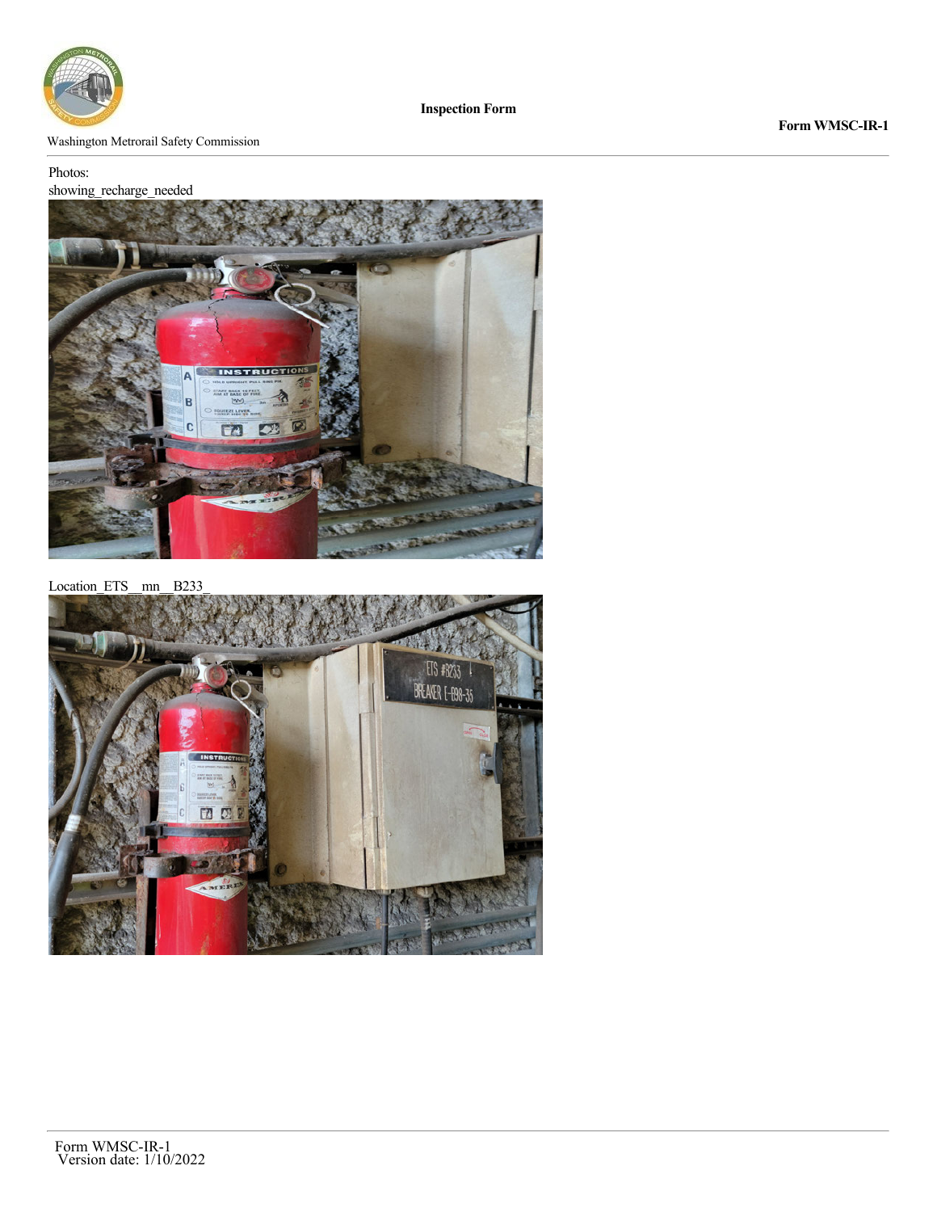Photos:

showing_recharge_needed

Location_ETS__mn__B233_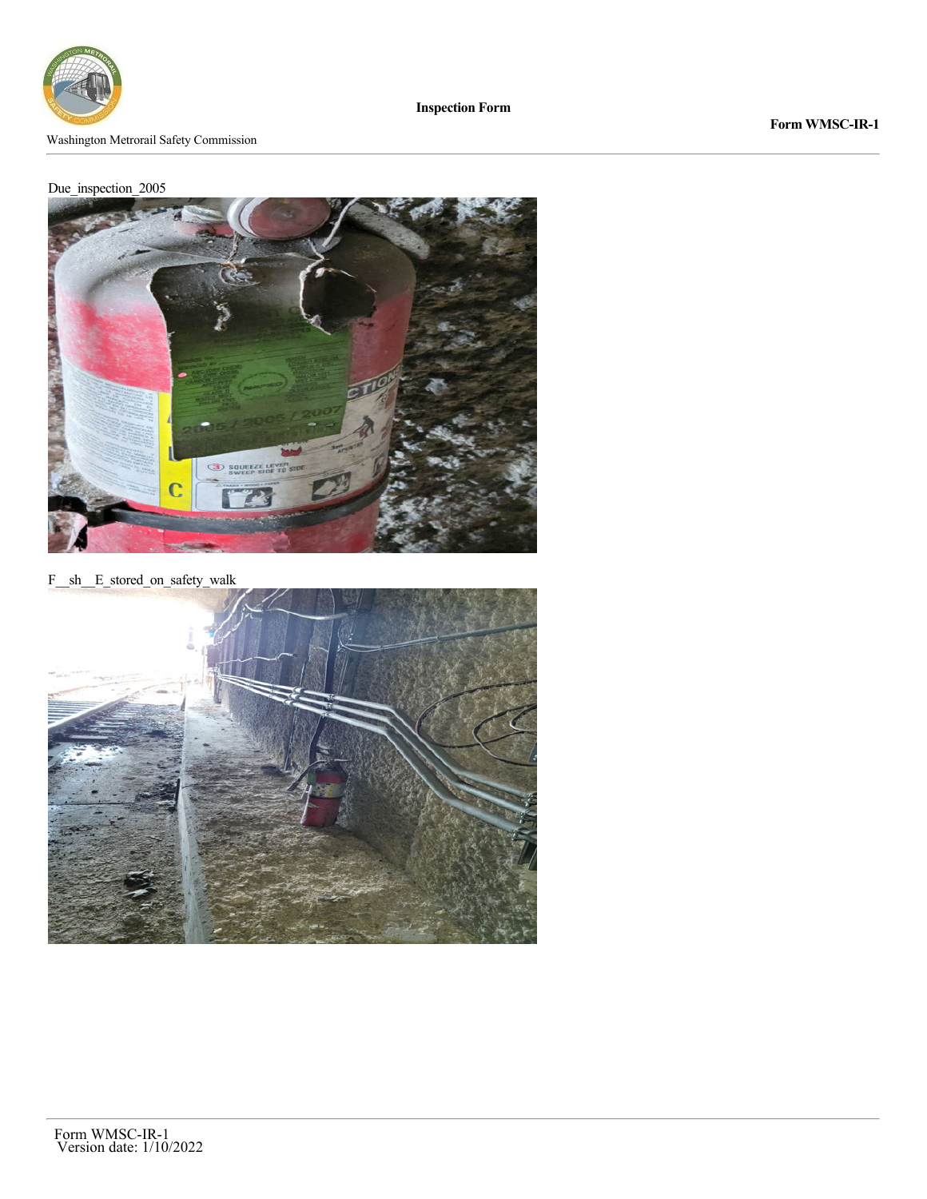Due_inspection_2005

F__sh__E_stored_on_safety_walk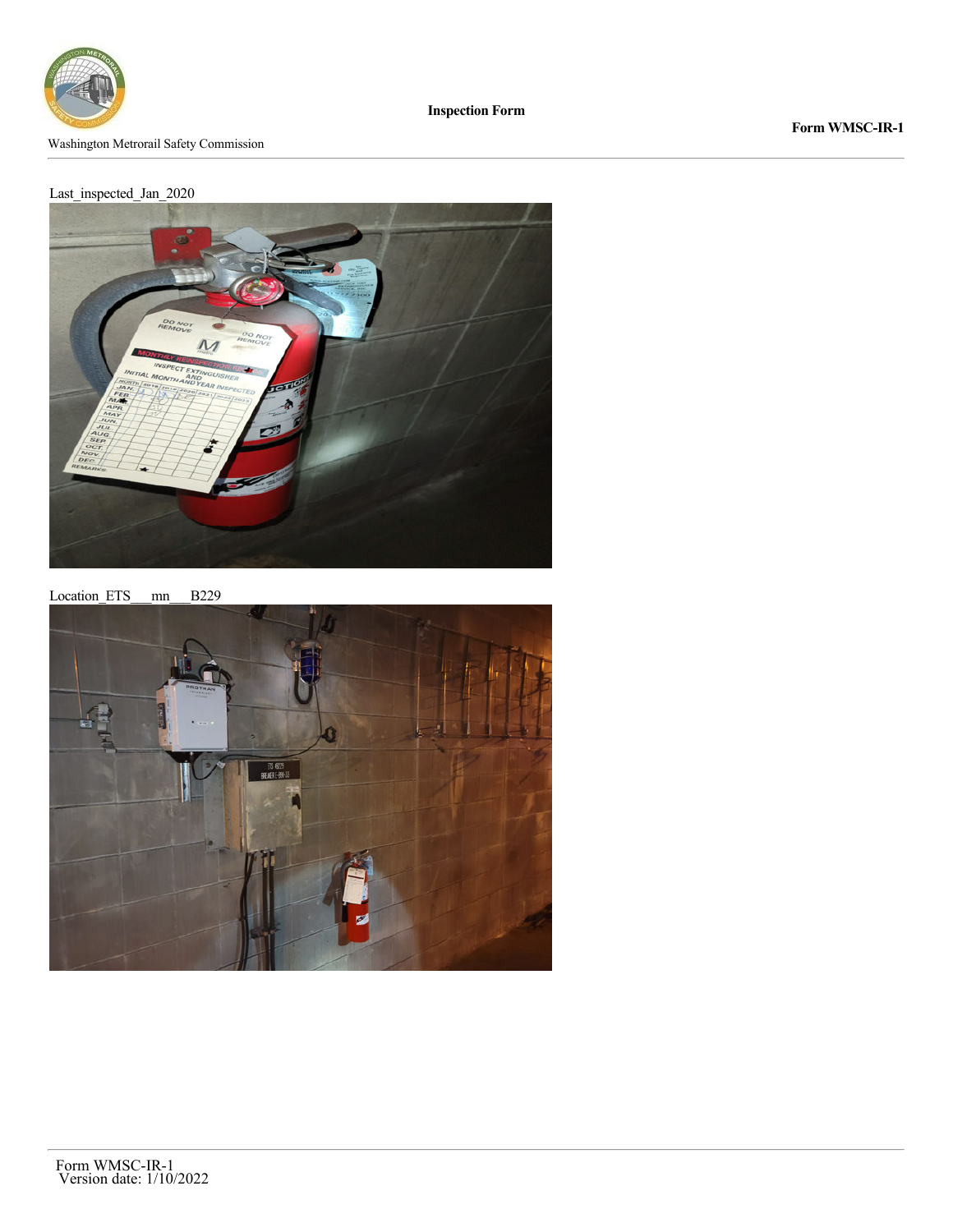Last_inspected_Jan_2020

Location_ETS__mn__B229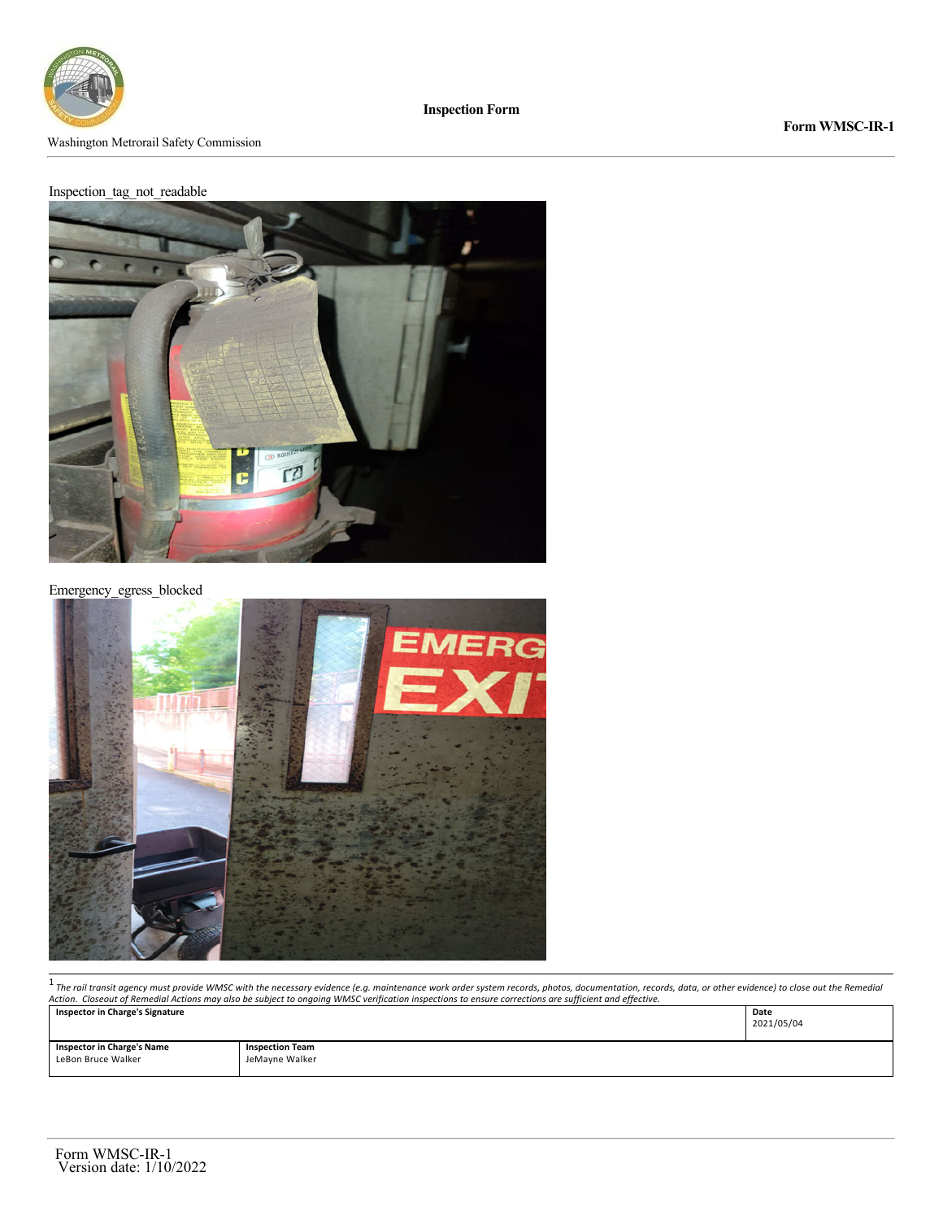Inspection_tag_not_readable

Emergency_egress_blocked

[1] *The rail transit agency must provide WMSC with the necessary evidence (e.g. maintenance work order system records, photos, documentation, records, data, or other evidence) to close out the Remedial Action. Closeout of Remedial Actions may also be subject to ongoing WMSC verification inspections to ensure corrections are sufficient and effective.*

| | | |
|---|---|---|
| **Inspector in Charge's Signature** | | **Date**<br>2021/05/04 |
| **Inspector in Charge's Name**<br>LeBon Bruce Walker | **Inspection Team**<br>JeMayne Walker | |